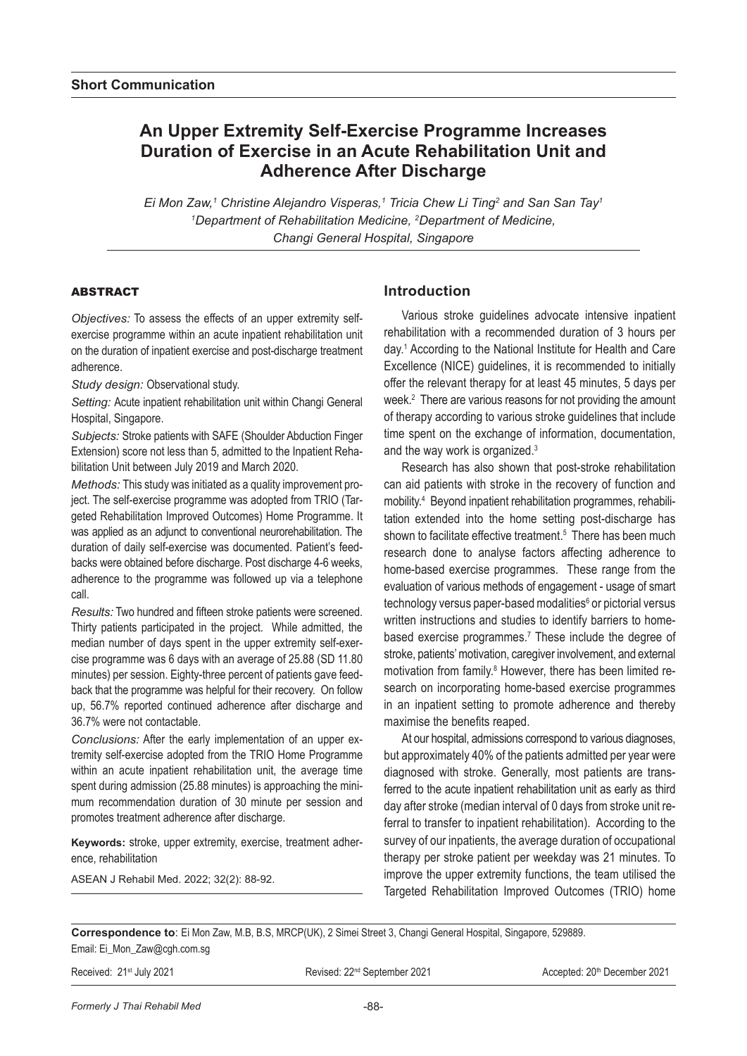**Short Communication**

# An Upper Extremity Self-Exercise Programme Increases Duration of Exercise in an Acute Rehabilitation Unit and Adherence After Discharge

*Ei Mon Zaw,[1] Christine Alejandro Visperas,[1] Tricia Chew Li Ting[2] and San San Tay[1]*
*[1]Department of Rehabilitation Medicine, [2]Department of Medicine, Changi General Hospital, Singapore*

## ABSTRACT

*Objectives:* To assess the effects of an upper extremity self-exercise programme within an acute inpatient rehabilitation unit on the duration of inpatient exercise and post-discharge treatment adherence.

*Study design:* Observational study.

*Setting:* Acute inpatient rehabilitation unit within Changi General Hospital, Singapore.

*Subjects:* Stroke patients with SAFE (Shoulder Abduction Finger Extension) score not less than 5, admitted to the Inpatient Rehabilitation Unit between July 2019 and March 2020.

*Methods:* This study was initiated as a quality improvement project. The self-exercise programme was adopted from TRIO (Targeted Rehabilitation Improved Outcomes) Home Programme. It was applied as an adjunct to conventional neurorehabilitation. The duration of daily self-exercise was documented. Patient's feedbacks were obtained before discharge. Post discharge 4-6 weeks, adherence to the programme was followed up via a telephone call.

*Results:* Two hundred and fifteen stroke patients were screened. Thirty patients participated in the project. While admitted, the median number of days spent in the upper extremity self-exercise programme was 6 days with an average of 25.88 (SD 11.80 minutes) per session. Eighty-three percent of patients gave feedback that the programme was helpful for their recovery. On follow up, 56.7% reported continued adherence after discharge and 36.7% were not contactable.

*Conclusions:* After the early implementation of an upper extremity self-exercise adopted from the TRIO Home Programme within an acute inpatient rehabilitation unit, the average time spent during admission (25.88 minutes) is approaching the minimum recommendation duration of 30 minute per session and promotes treatment adherence after discharge.

**Keywords:** stroke, upper extremity, exercise, treatment adherence, rehabilitation

ASEAN J Rehabil Med. 2022; 32(2): 88-92.

## Introduction

Various stroke guidelines advocate intensive inpatient rehabilitation with a recommended duration of 3 hours per day.[1] According to the National Institute for Health and Care Excellence (NICE) guidelines, it is recommended to initially offer the relevant therapy for at least 45 minutes, 5 days per week.[2] There are various reasons for not providing the amount of therapy according to various stroke guidelines that include time spent on the exchange of information, documentation, and the way work is organized.[3]

Research has also shown that post-stroke rehabilitation can aid patients with stroke in the recovery of function and mobility.[4] Beyond inpatient rehabilitation programmes, rehabilitation extended into the home setting post-discharge has shown to facilitate effective treatment.[5] There has been much research done to analyse factors affecting adherence to home-based exercise programmes. These range from the evaluation of various methods of engagement - usage of smart technology versus paper-based modalities[6] or pictorial versus written instructions and studies to identify barriers to home-based exercise programmes.[7] These include the degree of stroke, patients' motivation, caregiver involvement, and external motivation from family.[8] However, there has been limited research on incorporating home-based exercise programmes in an inpatient setting to promote adherence and thereby maximise the benefits reaped.

At our hospital, admissions correspond to various diagnoses, but approximately 40% of the patients admitted per year were diagnosed with stroke. Generally, most patients are transferred to the acute inpatient rehabilitation unit as early as third day after stroke (median interval of 0 days from stroke unit referral to transfer to inpatient rehabilitation). According to the survey of our inpatients, the average duration of occupational therapy per stroke patient per weekday was 21 minutes. To improve the upper extremity functions, the team utilised the Targeted Rehabilitation Improved Outcomes (TRIO) home

**Correspondence to**: Ei Mon Zaw, M.B, B.S, MRCP(UK), 2 Simei Street 3, Changi General Hospital, Singapore, 529889. Email: Ei_Mon_Zaw@cgh.com.sg

Received: 21st July 2021 Revised: 22nd September 2021 Accepted: 20th December 2021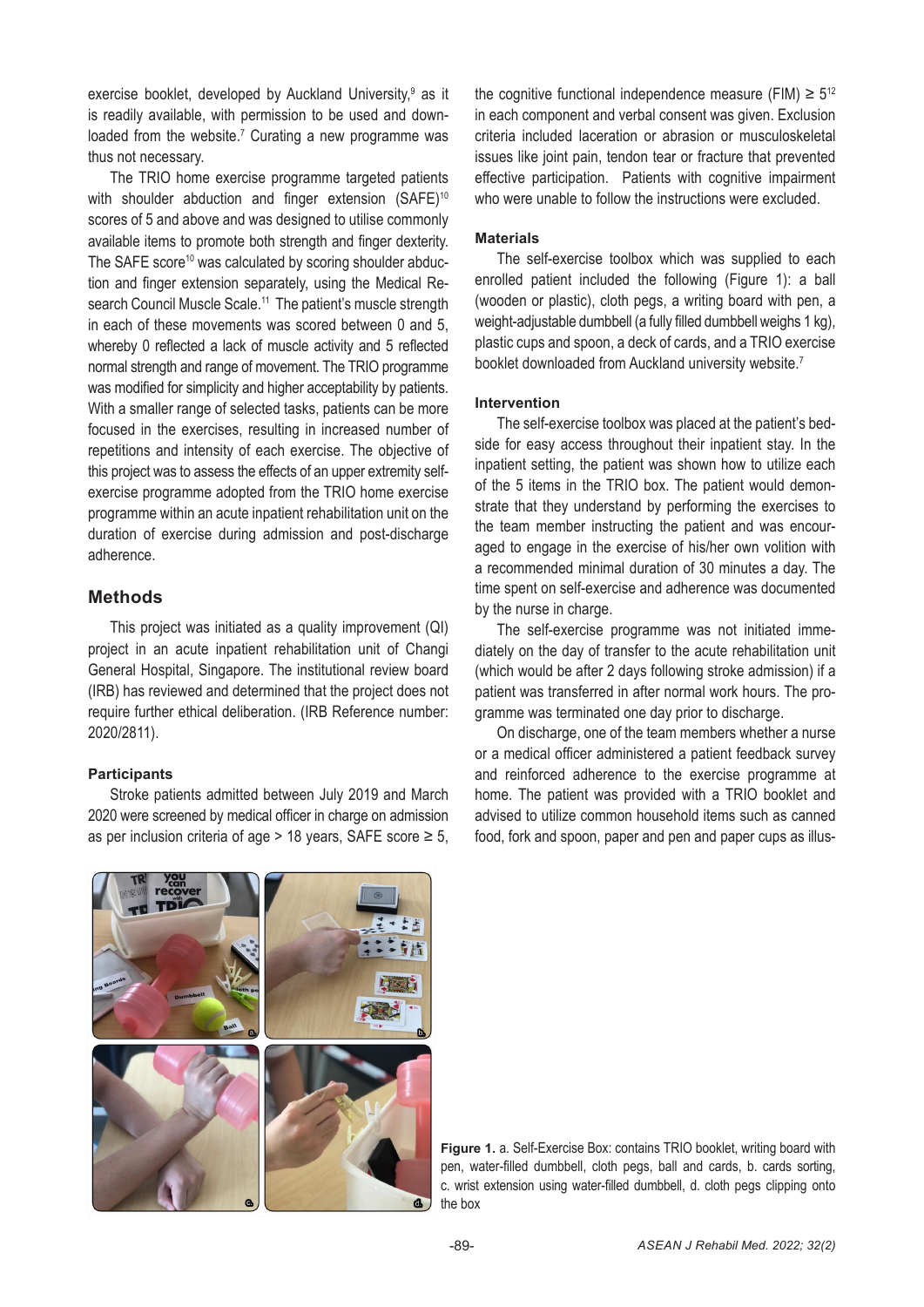exercise booklet, developed by Auckland University,[9] as it is readily available, with permission to be used and downloaded from the website.[7] Curating a new programme was thus not necessary.

The TRIO home exercise programme targeted patients with shoulder abduction and finger extension (SAFE)[10] scores of 5 and above and was designed to utilise commonly available items to promote both strength and finger dexterity. The SAFE score[10] was calculated by scoring shoulder abduction and finger extension separately, using the Medical Research Council Muscle Scale.[11] The patient's muscle strength in each of these movements was scored between 0 and 5, whereby 0 reflected a lack of muscle activity and 5 reflected normal strength and range of movement. The TRIO programme was modified for simplicity and higher acceptability by patients. With a smaller range of selected tasks, patients can be more focused in the exercises, resulting in increased number of repetitions and intensity of each exercise. The objective of this project was to assess the effects of an upper extremity self-exercise programme adopted from the TRIO home exercise programme within an acute inpatient rehabilitation unit on the duration of exercise during admission and post-discharge adherence.

## Methods

This project was initiated as a quality improvement (QI) project in an acute inpatient rehabilitation unit of Changi General Hospital, Singapore. The institutional review board (IRB) has reviewed and determined that the project does not require further ethical deliberation. (IRB Reference number: 2020/2811).

### Participants

Stroke patients admitted between July 2019 and March 2020 were screened by medical officer in charge on admission as per inclusion criteria of age > 18 years, SAFE score ≥ 5, the cognitive functional independence measure (FIM) ≥ 5[12] in each component and verbal consent was given. Exclusion criteria included laceration or abrasion or musculoskeletal issues like joint pain, tendon tear or fracture that prevented effective participation. Patients with cognitive impairment who were unable to follow the instructions were excluded.

### Materials

The self-exercise toolbox which was supplied to each enrolled patient included the following (Figure 1): a ball (wooden or plastic), cloth pegs, a writing board with pen, a weight-adjustable dumbbell (a fully filled dumbbell weighs 1 kg), plastic cups and spoon, a deck of cards, and a TRIO exercise booklet downloaded from Auckland university website.[7]

### Intervention

The self-exercise toolbox was placed at the patient's bedside for easy access throughout their inpatient stay. In the inpatient setting, the patient was shown how to utilize each of the 5 items in the TRIO box. The patient would demonstrate that they understand by performing the exercises to the team member instructing the patient and was encouraged to engage in the exercise of his/her own volition with a recommended minimal duration of 30 minutes a day. The time spent on self-exercise and adherence was documented by the nurse in charge.

The self-exercise programme was not initiated immediately on the day of transfer to the acute rehabilitation unit (which would be after 2 days following stroke admission) if a patient was transferred in after normal work hours. The programme was terminated one day prior to discharge.

On discharge, one of the team members whether a nurse or a medical officer administered a patient feedback survey and reinforced adherence to the exercise programme at home. The patient was provided with a TRIO booklet and advised to utilize common household items such as canned food, fork and spoon, paper and pen and paper cups as illus-

**Figure 1.** a. Self-Exercise Box: contains TRIO booklet, writing board with pen, water-filled dumbbell, cloth pegs, ball and cards, b. cards sorting, c. wrist extension using water-filled dumbbell, d. cloth pegs clipping onto the box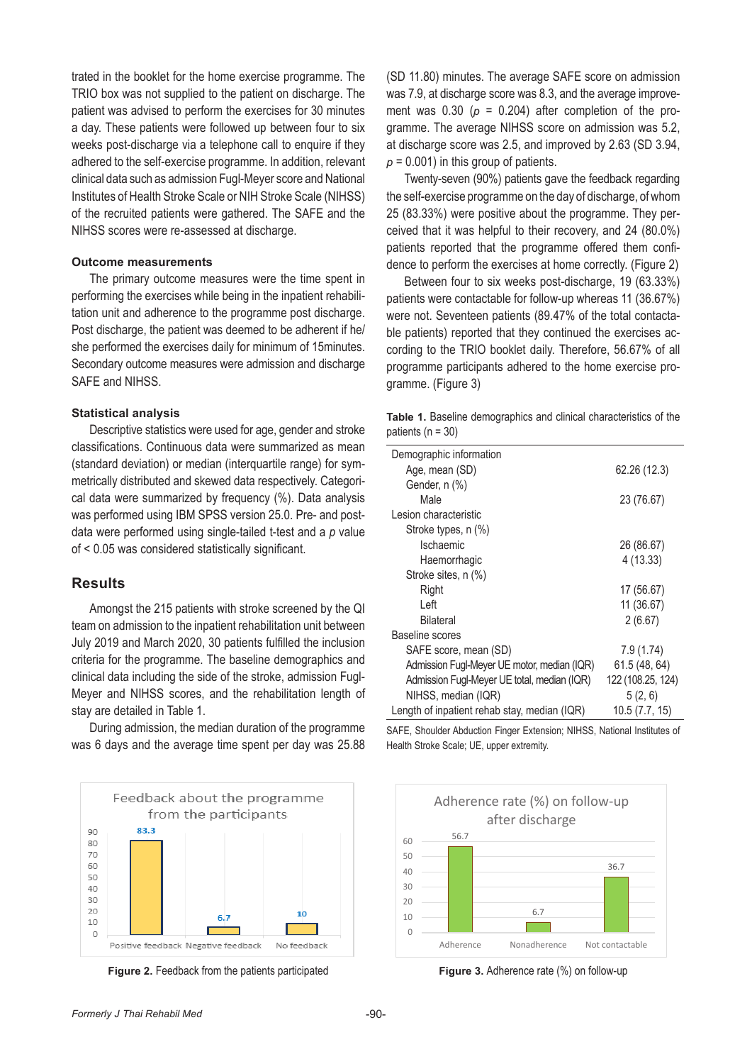trated in the booklet for the home exercise programme. The TRIO box was not supplied to the patient on discharge. The patient was advised to perform the exercises for 30 minutes a day. These patients were followed up between four to six weeks post-discharge via a telephone call to enquire if they adhered to the self-exercise programme. In addition, relevant clinical data such as admission Fugl-Meyer score and National Institutes of Health Stroke Scale or NIH Stroke Scale (NIHSS) of the recruited patients were gathered. The SAFE and the NIHSS scores were re-assessed at discharge.

**Outcome measurements**

The primary outcome measures were the time spent in performing the exercises while being in the inpatient rehabilitation unit and adherence to the programme post discharge. Post discharge, the patient was deemed to be adherent if he/she performed the exercises daily for minimum of 15minutes. Secondary outcome measures were admission and discharge SAFE and NIHSS.

**Statistical analysis**

Descriptive statistics were used for age, gender and stroke classifications. Continuous data were summarized as mean (standard deviation) or median (interquartile range) for symmetrically distributed and skewed data respectively. Categorical data were summarized by frequency (%). Data analysis was performed using IBM SPSS version 25.0. Pre- and post-data were performed using single-tailed t-test and a *p* value of < 0.05 was considered statistically significant.

## Results

Amongst the 215 patients with stroke screened by the QI team on admission to the inpatient rehabilitation unit between July 2019 and March 2020, 30 patients fulfilled the inclusion criteria for the programme. The baseline demographics and clinical data including the side of the stroke, admission Fugl-Meyer and NIHSS scores, and the rehabilitation length of stay are detailed in Table 1.

During admission, the median duration of the programme was 6 days and the average time spent per day was 25.88 (SD 11.80) minutes. The average SAFE score on admission was 7.9, at discharge score was 8.3, and the average improvement was 0.30 ($p$ = 0.204) after completion of the programme. The average NIHSS score on admission was 5.2, at discharge score was 2.5, and improved by 2.63 (SD 3.94, $p$ = 0.001) in this group of patients.

Twenty-seven (90%) patients gave the feedback regarding the self-exercise programme on the day of discharge, of whom 25 (83.33%) were positive about the programme. They perceived that it was helpful to their recovery, and 24 (80.0%) patients reported that the programme offered them confidence to perform the exercises at home correctly. (Figure 2)

Between four to six weeks post-discharge, 19 (63.33%) patients were contactable for follow-up whereas 11 (36.67%) were not. Seventeen patients (89.47% of the total contactable patients) reported that they continued the exercises according to the TRIO booklet daily. Therefore, 56.67% of all programme participants adhered to the home exercise programme. (Figure 3)

**Table 1.** Baseline demographics and clinical characteristics of the patients (n = 30)

| Demographic information | |
|---|---|
| Age, mean (SD) | 62.26 (12.3) |
| Gender, n (%) | |
| Male | 23 (76.67) |
| Lesion characteristic | |
| Stroke types, n (%) | |
| Ischaemic | 26 (86.67) |
| Haemorrhagic | 4 (13.33) |
| Stroke sites, n (%) | |
| Right | 17 (56.67) |
| Left | 11 (36.67) |
| Bilateral | 2 (6.67) |
| Baseline scores | |
| SAFE score, mean (SD) | 7.9 (1.74) |
| Admission Fugl-Meyer UE motor, median (IQR) | 61.5 (48, 64) |
| Admission Fugl-Meyer UE total, median (IQR) | 122 (108.25, 124) |
| NIHSS, median (IQR) | 5 (2, 6) |
| Length of inpatient rehab stay, median (IQR) | 10.5 (7.7, 15) |

SAFE, Shoulder Abduction Finger Extension; NIHSS, National Institutes of Health Stroke Scale; UE, upper extremity.

Feedback about the programme from the participants

| | Positive feedback | Negative feedback | No feedback |
|---|---|---|---|
| % | 83.3 | 6.7 | 10 |

**Figure 2.** Feedback from the patients participated

Adherence rate (%) on follow-up after discharge

| | Adherence | Nonadherence | Not contactable |
|---|---|---|---|
| % | 56.7 | 6.7 | 36.7 |

**Figure 3.** Adherence rate (%) on follow-up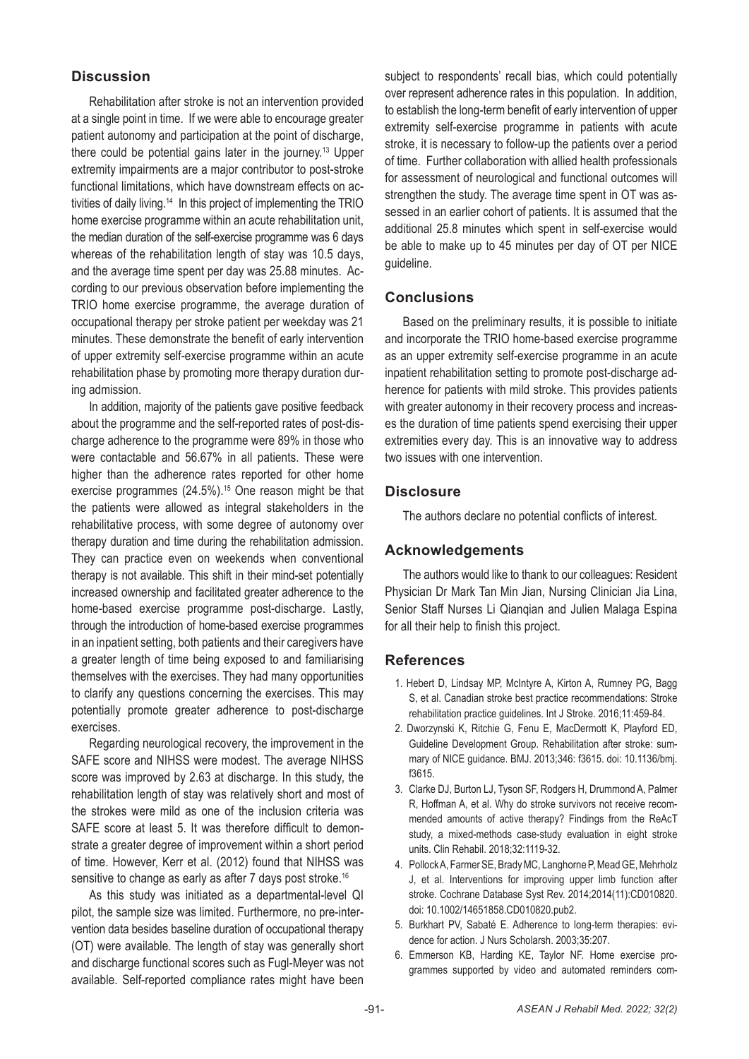## Discussion

Rehabilitation after stroke is not an intervention provided at a single point in time. If we were able to encourage greater patient autonomy and participation at the point of discharge, there could be potential gains later in the journey.[13] Upper extremity impairments are a major contributor to post-stroke functional limitations, which have downstream effects on activities of daily living.[14] In this project of implementing the TRIO home exercise programme within an acute rehabilitation unit, the median duration of the self-exercise programme was 6 days whereas of the rehabilitation length of stay was 10.5 days, and the average time spent per day was 25.88 minutes. According to our previous observation before implementing the TRIO home exercise programme, the average duration of occupational therapy per stroke patient per weekday was 21 minutes. These demonstrate the benefit of early intervention of upper extremity self-exercise programme within an acute rehabilitation phase by promoting more therapy duration during admission.

In addition, majority of the patients gave positive feedback about the programme and the self-reported rates of post-discharge adherence to the programme were 89% in those who were contactable and 56.67% in all patients. These were higher than the adherence rates reported for other home exercise programmes (24.5%).[15] One reason might be that the patients were allowed as integral stakeholders in the rehabilitative process, with some degree of autonomy over therapy duration and time during the rehabilitation admission. They can practice even on weekends when conventional therapy is not available. This shift in their mind-set potentially increased ownership and facilitated greater adherence to the home-based exercise programme post-discharge. Lastly, through the introduction of home-based exercise programmes in an inpatient setting, both patients and their caregivers have a greater length of time being exposed to and familiarising themselves with the exercises. They had many opportunities to clarify any questions concerning the exercises. This may potentially promote greater adherence to post-discharge exercises.

Regarding neurological recovery, the improvement in the SAFE score and NIHSS were modest. The average NIHSS score was improved by 2.63 at discharge. In this study, the rehabilitation length of stay was relatively short and most of the strokes were mild as one of the inclusion criteria was SAFE score at least 5. It was therefore difficult to demonstrate a greater degree of improvement within a short period of time. However, Kerr et al. (2012) found that NIHSS was sensitive to change as early as after 7 days post stroke.[16]

As this study was initiated as a departmental-level QI pilot, the sample size was limited. Furthermore, no pre-intervention data besides baseline duration of occupational therapy (OT) were available. The length of stay was generally short and discharge functional scores such as Fugl-Meyer was not available. Self-reported compliance rates might have been subject to respondents' recall bias, which could potentially over represent adherence rates in this population. In addition, to establish the long-term benefit of early intervention of upper extremity self-exercise programme in patients with acute stroke, it is necessary to follow-up the patients over a period of time. Further collaboration with allied health professionals for assessment of neurological and functional outcomes will strengthen the study. The average time spent in OT was assessed in an earlier cohort of patients. It is assumed that the additional 25.8 minutes which spent in self-exercise would be able to make up to 45 minutes per day of OT per NICE guideline.

## Conclusions

Based on the preliminary results, it is possible to initiate and incorporate the TRIO home-based exercise programme as an upper extremity self-exercise programme in an acute inpatient rehabilitation setting to promote post-discharge adherence for patients with mild stroke. This provides patients with greater autonomy in their recovery process and increases the duration of time patients spend exercising their upper extremities every day. This is an innovative way to address two issues with one intervention.

## Disclosure

The authors declare no potential conflicts of interest.

## Acknowledgements

The authors would like to thank to our colleagues: Resident Physician Dr Mark Tan Min Jian, Nursing Clinician Jia Lina, Senior Staff Nurses Li Qianqian and Julien Malaga Espina for all their help to finish this project.

## References

1. Hebert D, Lindsay MP, McIntyre A, Kirton A, Rumney PG, Bagg S, et al. Canadian stroke best practice recommendations: Stroke rehabilitation practice guidelines. Int J Stroke. 2016;11:459-84.
2. Dworzynski K, Ritchie G, Fenu E, MacDermott K, Playford ED, Guideline Development Group. Rehabilitation after stroke: summary of NICE guidance. BMJ. 2013;346: f3615. doi: 10.1136/bmj.f3615.
3. Clarke DJ, Burton LJ, Tyson SF, Rodgers H, Drummond A, Palmer R, Hoffman A, et al. Why do stroke survivors not receive recommended amounts of active therapy? Findings from the ReAcT study, a mixed-methods case-study evaluation in eight stroke units. Clin Rehabil. 2018;32:1119-32.
4. Pollock A, Farmer SE, Brady MC, Langhorne P, Mead GE, Mehrholz J, et al. Interventions for improving upper limb function after stroke. Cochrane Database Syst Rev. 2014;2014(11):CD010820. doi: 10.1002/14651858.CD010820.pub2.
5. Burkhart PV, Sabaté E. Adherence to long-term therapies: evidence for action. J Nurs Scholarsh. 2003;35:207.
6. Emmerson KB, Harding KE, Taylor NF. Home exercise programmes supported by video and automated reminders com-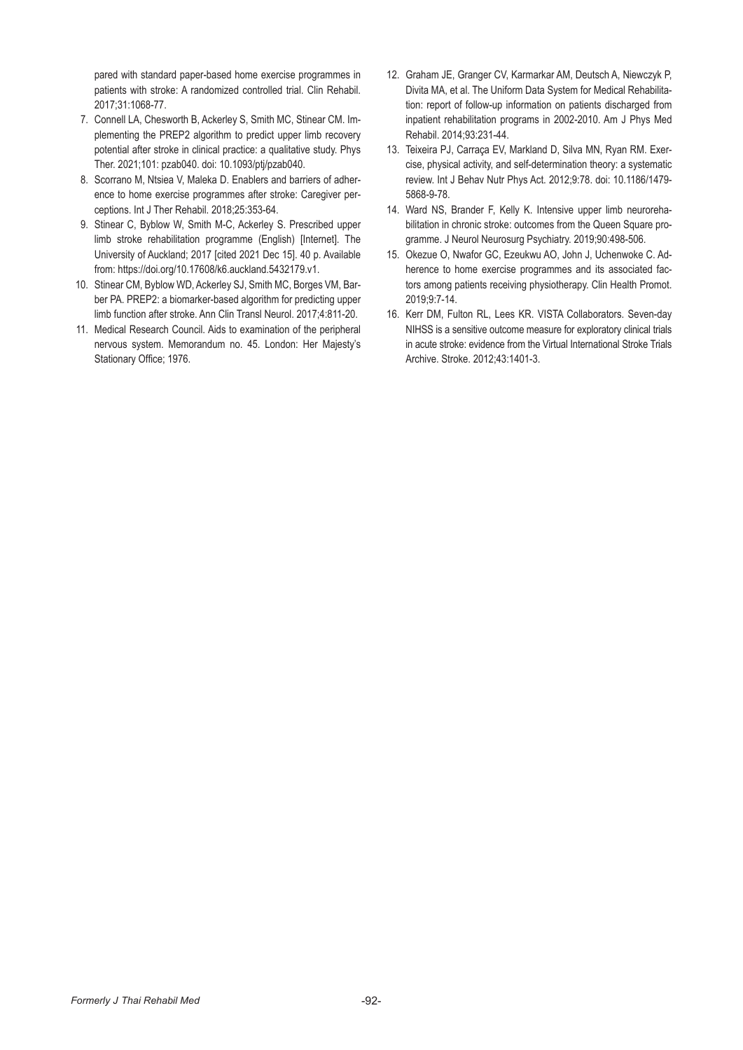pared with standard paper-based home exercise programmes in patients with stroke: A randomized controlled trial. Clin Rehabil. 2017;31:1068-77.

7. Connell LA, Chesworth B, Ackerley S, Smith MC, Stinear CM. Implementing the PREP2 algorithm to predict upper limb recovery potential after stroke in clinical practice: a qualitative study. Phys Ther. 2021;101: pzab040. doi: 10.1093/ptj/pzab040.
8. Scorrano M, Ntsiea V, Maleka D. Enablers and barriers of adherence to home exercise programmes after stroke: Caregiver perceptions. Int J Ther Rehabil. 2018;25:353-64.
9. Stinear C, Byblow W, Smith M-C, Ackerley S. Prescribed upper limb stroke rehabilitation programme (English) [Internet]. The University of Auckland; 2017 [cited 2021 Dec 15]. 40 p. Available from: https://doi.org/10.17608/k6.auckland.5432179.v1.
10. Stinear CM, Byblow WD, Ackerley SJ, Smith MC, Borges VM, Barber PA. PREP2: a biomarker-based algorithm for predicting upper limb function after stroke. Ann Clin Transl Neurol. 2017;4:811-20.
11. Medical Research Council. Aids to examination of the peripheral nervous system. Memorandum no. 45. London: Her Majesty's Stationary Office; 1976.
12. Graham JE, Granger CV, Karmarkar AM, Deutsch A, Niewczyk P, Divita MA, et al. The Uniform Data System for Medical Rehabilitation: report of follow-up information on patients discharged from inpatient rehabilitation programs in 2002-2010. Am J Phys Med Rehabil. 2014;93:231-44.
13. Teixeira PJ, Carraça EV, Markland D, Silva MN, Ryan RM. Exercise, physical activity, and self-determination theory: a systematic review. Int J Behav Nutr Phys Act. 2012;9:78. doi: 10.1186/1479-5868-9-78.
14. Ward NS, Brander F, Kelly K. Intensive upper limb neurorehabilitation in chronic stroke: outcomes from the Queen Square programme. J Neurol Neurosurg Psychiatry. 2019;90:498-506.
15. Okezue O, Nwafor GC, Ezeukwu AO, John J, Uchenwoke C. Adherence to home exercise programmes and its associated factors among patients receiving physiotherapy. Clin Health Promot. 2019;9:7-14.
16. Kerr DM, Fulton RL, Lees KR. VISTA Collaborators. Seven-day NIHSS is a sensitive outcome measure for exploratory clinical trials in acute stroke: evidence from the Virtual International Stroke Trials Archive. Stroke. 2012;43:1401-3.